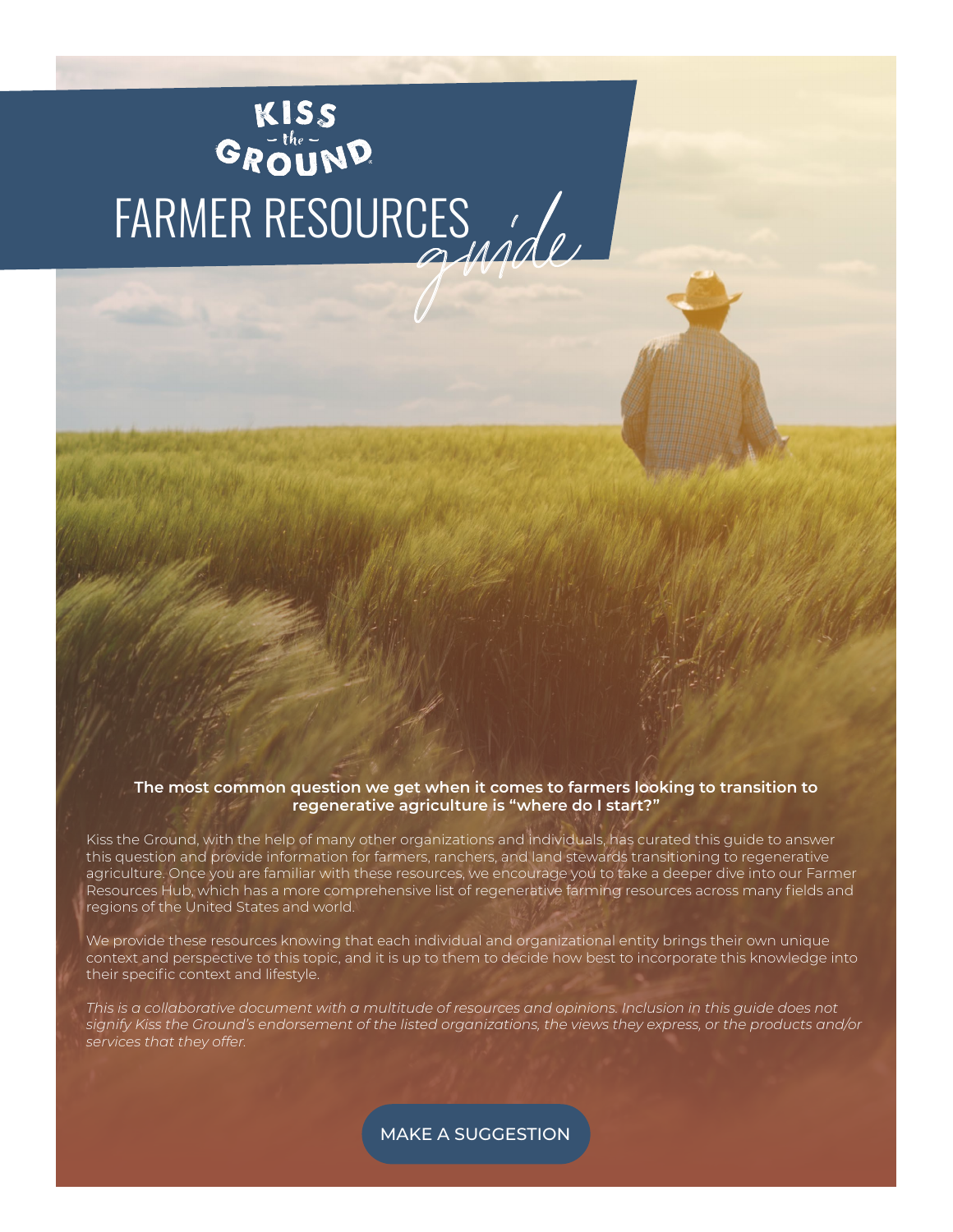# KISS the GROUND

# FARMER RESOURCES *guide*

**The most common question we get when it comes to farmers looking to transition to regenerative agriculture is "where do I start?"**

Kiss the Ground, with the help of many other organizations and individuals, has curated this guide to answer this question and provide information for farmers, ranchers, and land stewards transitioning to regenerative agriculture. Once you are familiar with these resources, we encourage you to take a deeper dive into our Farmer Resources Hub, which has a more comprehensive list of regenerative farming resources across many fields and regions of the United States and world.

We provide these resources knowing that each individual and organizational entity brings their own unique context and perspective to this topic, and it is up to them to decide how best to incorporate this knowledge into their specific context and lifestyle.

*This is a collaborative document with a multitude of resources and opinions. Inclusion in this guide does not signify Kiss the Ground's endorsement of the listed organizations, the views they express, or the products and/or services that they offer.*

MAKE A SUGGESTION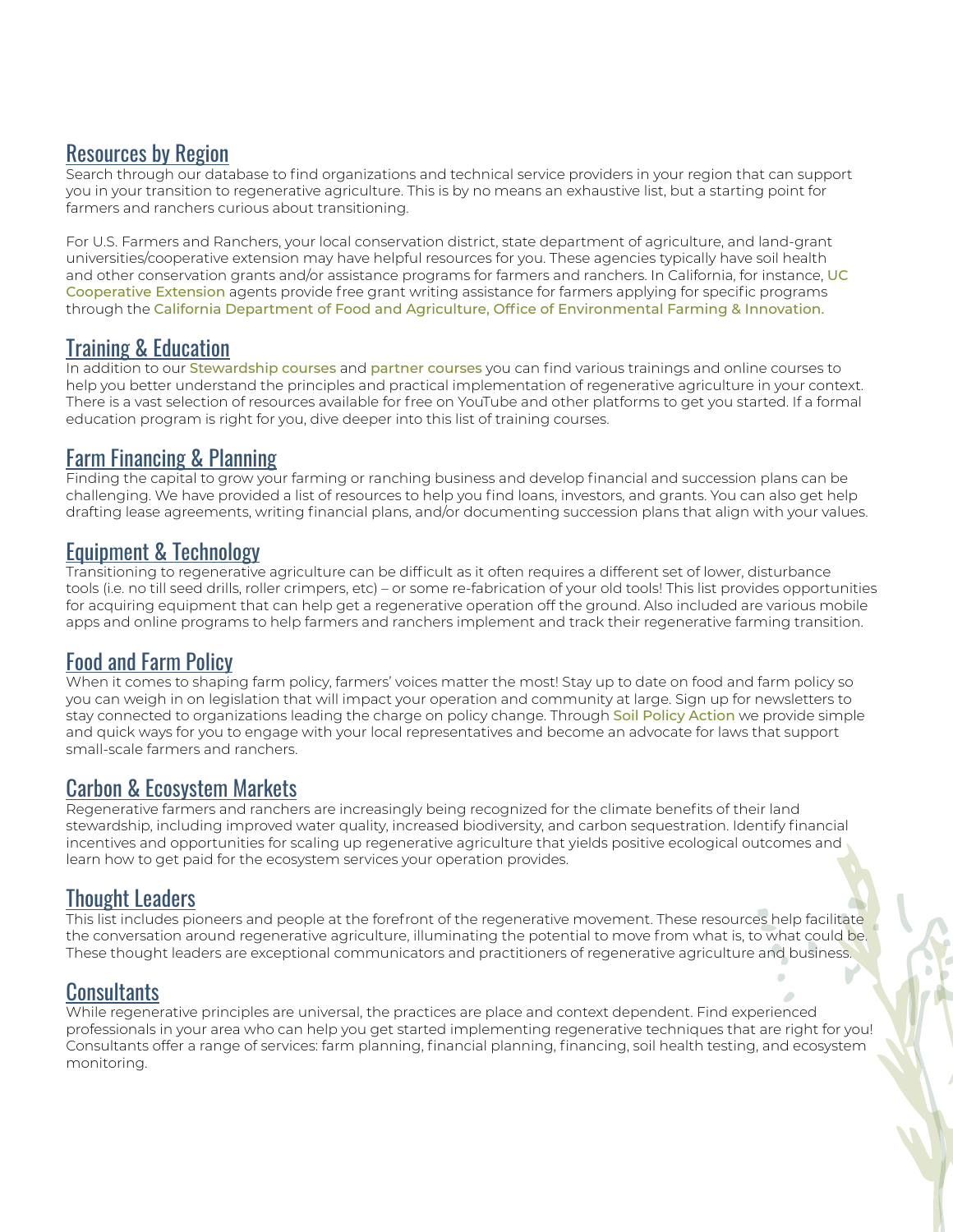## Resources by Region

Search through our database to find organizations and technical service providers in your region that can support you in your transition to regenerative agriculture. This is by no means an exhaustive list, but a starting point for farmers and ranchers curious about transitioning.

For U.S. Farmers and Ranchers, your local conservation district, state department of agriculture, and land-grant universities/cooperative extension may have helpful resources for you. These agencies typically have soil health and other conservation grants and/or assistance programs for farmers and ranchers. In California, for instance, UC Cooperative Extension agents provide free grant writing assistance for farmers applying for specific programs through the California Department of Food and Agriculture, Office of Environmental Farming & Innovation.

## Training & Education

In addition to our Stewardship courses and partner courses you can find various trainings and online courses to help you better understand the principles and practical implementation of regenerative agriculture in your context. There is a vast selection of resources available for free on YouTube and other platforms to get you started. If a formal education program is right for you, dive deeper into this list of training courses.

## Farm Financing & Planning

Finding the capital to grow your farming or ranching business and develop financial and succession plans can be challenging. We have provided a list of resources to help you find loans, investors, and grants. You can also get help drafting lease agreements, writing financial plans, and/or documenting succession plans that align with your values.

## Equipment & Technology

Transitioning to regenerative agriculture can be difficult as it often requires a different set of lower, disturbance tools (i.e. no till seed drills, roller crimpers, etc) – or some re-fabrication of your old tools! This list provides opportunities for acquiring equipment that can help get a regenerative operation off the ground. Also included are various mobile apps and online programs to help farmers and ranchers implement and track their regenerative farming transition.

## Food and Farm Policy

When it comes to shaping farm policy, farmers' voices matter the most! Stay up to date on food and farm policy so you can weigh in on legislation that will impact your operation and community at large. Sign up for newsletters to stay connected to organizations leading the charge on policy change. Through Soil Policy Action we provide simple and quick ways for you to engage with your local representatives and become an advocate for laws that support small-scale farmers and ranchers.

## Carbon & Ecosystem Markets

Regenerative farmers and ranchers are increasingly being recognized for the climate benefits of their land stewardship, including improved water quality, increased biodiversity, and carbon sequestration. Identify financial incentives and opportunities for scaling up regenerative agriculture that yields positive ecological outcomes and learn how to get paid for the ecosystem services your operation provides.

## Thought Leaders

This list includes pioneers and people at the forefront of the regenerative movement. These resources help facilitate the conversation around regenerative agriculture, illuminating the potential to move from what is, to what could be. These thought leaders are exceptional communicators and practitioners of regenerative agriculture and business.

## Consultants

While regenerative principles are universal, the practices are place and context dependent. Find experienced professionals in your area who can help you get started implementing regenerative techniques that are right for you! Consultants offer a range of services: farm planning, financial planning, financing, soil health testing, and ecosystem monitoring.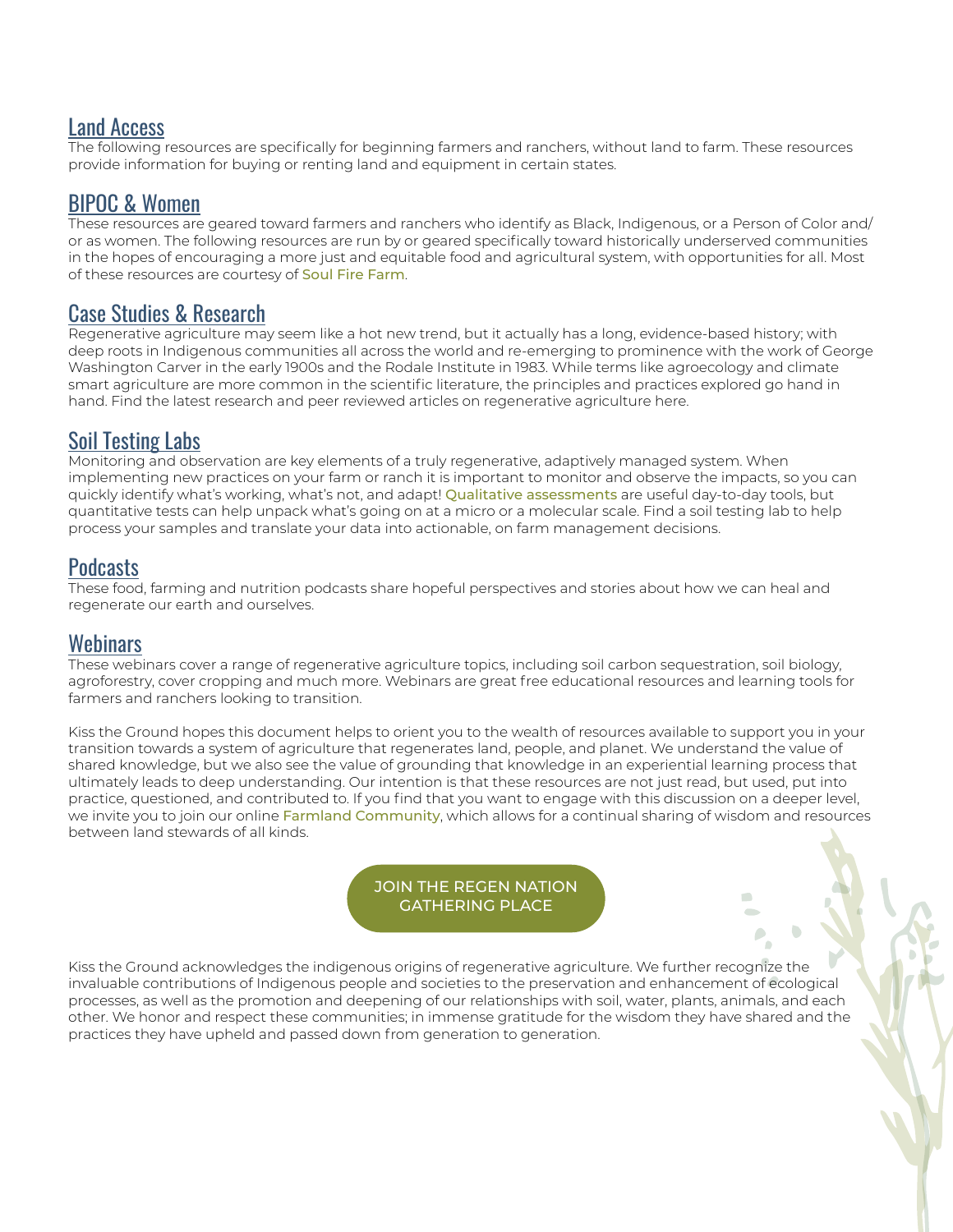## Land Access

The following resources are specifically for beginning farmers and ranchers, without land to farm. These resources provide information for buying or renting land and equipment in certain states.

## BIPOC & Women

These resources are geared toward farmers and ranchers who identify as Black, Indigenous, or a Person of Color and/or as women. The following resources are run by or geared specifically toward historically underserved communities in the hopes of encouraging a more just and equitable food and agricultural system, with opportunities for all. Most of these resources are courtesy of Soul Fire Farm.

## Case Studies & Research

Regenerative agriculture may seem like a hot new trend, but it actually has a long, evidence-based history; with deep roots in Indigenous communities all across the world and re-emerging to prominence with the work of George Washington Carver in the early 1900s and the Rodale Institute in 1983. While terms like agroecology and climate smart agriculture are more common in the scientific literature, the principles and practices explored go hand in hand. Find the latest research and peer reviewed articles on regenerative agriculture here.

## Soil Testing Labs

Monitoring and observation are key elements of a truly regenerative, adaptively managed system. When implementing new practices on your farm or ranch it is important to monitor and observe the impacts, so you can quickly identify what's working, what's not, and adapt! Qualitative assessments are useful day-to-day tools, but quantitative tests can help unpack what's going on at a micro or a molecular scale. Find a soil testing lab to help process your samples and translate your data into actionable, on farm management decisions.

## Podcasts

These food, farming and nutrition podcasts share hopeful perspectives and stories about how we can heal and regenerate our earth and ourselves.

## Webinars

These webinars cover a range of regenerative agriculture topics, including soil carbon sequestration, soil biology, agroforestry, cover cropping and much more. Webinars are great free educational resources and learning tools for farmers and ranchers looking to transition.

Kiss the Ground hopes this document helps to orient you to the wealth of resources available to support you in your transition towards a system of agriculture that regenerates land, people, and planet. We understand the value of shared knowledge, but we also see the value of grounding that knowledge in an experiential learning process that ultimately leads to deep understanding. Our intention is that these resources are not just read, but used, put into practice, questioned, and contributed to. If you find that you want to engage with this discussion on a deeper level, we invite you to join our online Farmland Community, which allows for a continual sharing of wisdom and resources between land stewards of all kinds.

JOIN THE REGEN NATION GATHERING PLACE

Kiss the Ground acknowledges the indigenous origins of regenerative agriculture. We further recognize the invaluable contributions of Indigenous people and societies to the preservation and enhancement of ecological processes, as well as the promotion and deepening of our relationships with soil, water, plants, animals, and each other. We honor and respect these communities; in immense gratitude for the wisdom they have shared and the practices they have upheld and passed down from generation to generation.